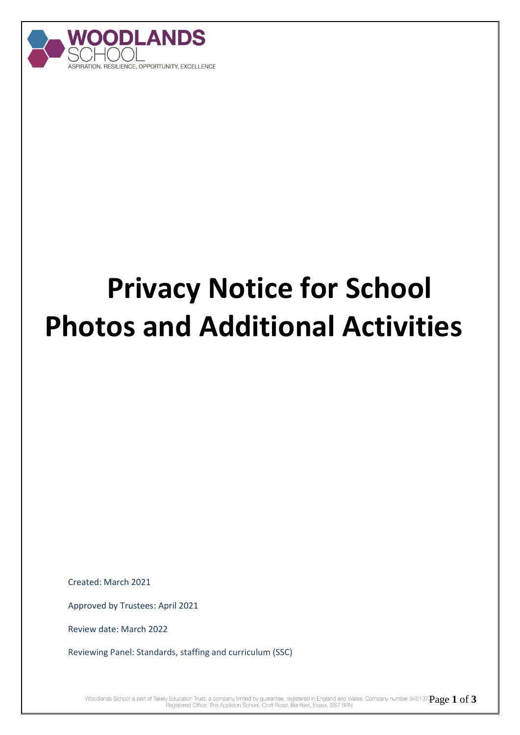WOODLANDS SCHOOL

ASPIRATION, RESILIENCE, OPPORTUNITY, EXCELLENCE

# Privacy Notice for School Photos and Additional Activities

Created: March 2021

Approved by Trustees: April 2021

Review date: March 2022

Reviewing Panel: Standards, staffing and curriculum (SSC)

Woodlands School is part of Takely Education Trust, a company limited by guarantee, registered in England and Wales. Company number 9451379
Registered Office: The Appleton School, Croft Road, Benfleet, Essex, SS7 5RN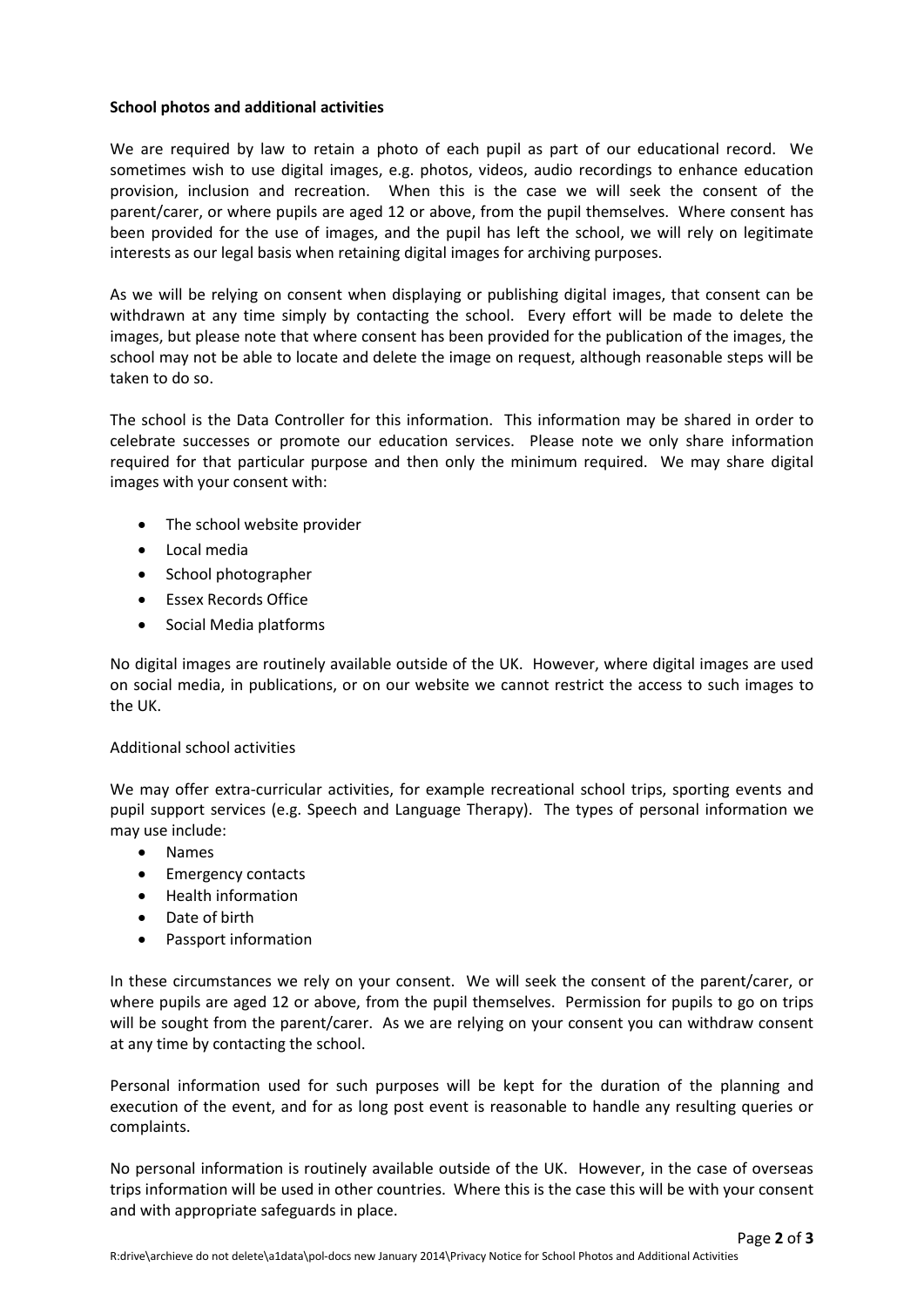**School photos and additional activities**

We are required by law to retain a photo of each pupil as part of our educational record. We sometimes wish to use digital images, e.g. photos, videos, audio recordings to enhance education provision, inclusion and recreation. When this is the case we will seek the consent of the parent/carer, or where pupils are aged 12 or above, from the pupil themselves. Where consent has been provided for the use of images, and the pupil has left the school, we will rely on legitimate interests as our legal basis when retaining digital images for archiving purposes.

As we will be relying on consent when displaying or publishing digital images, that consent can be withdrawn at any time simply by contacting the school. Every effort will be made to delete the images, but please note that where consent has been provided for the publication of the images, the school may not be able to locate and delete the image on request, although reasonable steps will be taken to do so.

The school is the Data Controller for this information. This information may be shared in order to celebrate successes or promote our education services. Please note we only share information required for that particular purpose and then only the minimum required. We may share digital images with your consent with:

- The school website provider
- Local media
- School photographer
- Essex Records Office
- Social Media platforms

No digital images are routinely available outside of the UK. However, where digital images are used on social media, in publications, or on our website we cannot restrict the access to such images to the UK.

Additional school activities

We may offer extra-curricular activities, for example recreational school trips, sporting events and pupil support services (e.g. Speech and Language Therapy). The types of personal information we may use include:

- Names
- Emergency contacts
- Health information
- Date of birth
- Passport information

In these circumstances we rely on your consent. We will seek the consent of the parent/carer, or where pupils are aged 12 or above, from the pupil themselves. Permission for pupils to go on trips will be sought from the parent/carer. As we are relying on your consent you can withdraw consent at any time by contacting the school.

Personal information used for such purposes will be kept for the duration of the planning and execution of the event, and for as long post event is reasonable to handle any resulting queries or complaints.

No personal information is routinely available outside of the UK. However, in the case of overseas trips information will be used in other countries. Where this is the case this will be with your consent and with appropriate safeguards in place.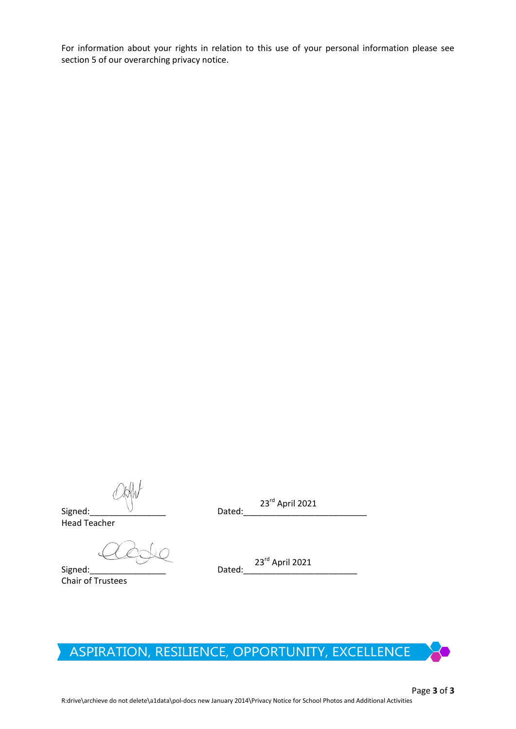For information about your rights in relation to this use of your personal information please see section 5 of our overarching privacy notice.

Signed:________________ Dated: 23rd April 2021
Head Teacher

Signed:________________ Dated: 23rd April 2021
Chair of Trustees

ASPIRATION, RESILIENCE, OPPORTUNITY, EXCELLENCE